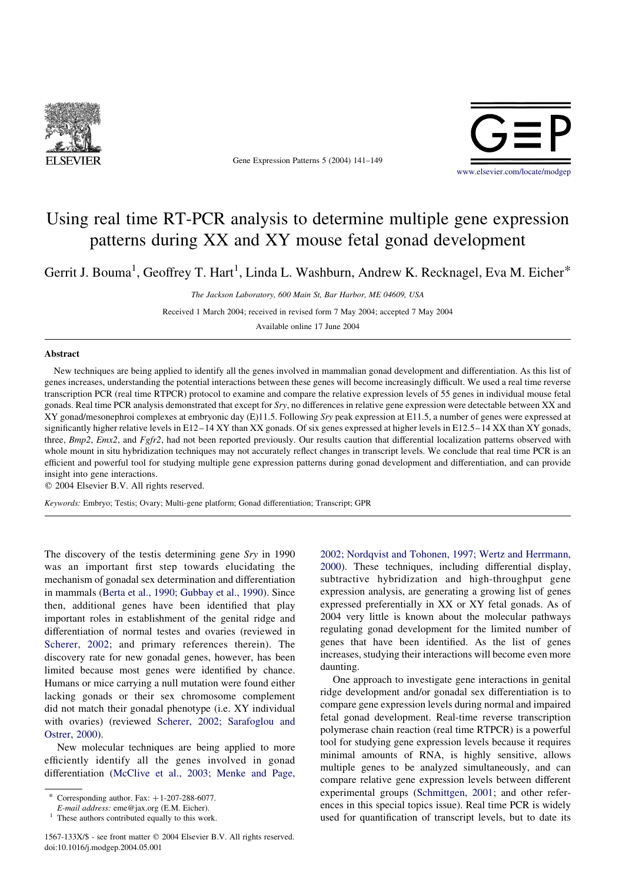# Using real time RT-PCR analysis to determine multiple gene expression patterns during XX and XY mouse fetal gonad development

Gerrit J. Bouma[1], Geoffrey T. Hart[1], Linda L. Washburn, Andrew K. Recknagel, Eva M. Eicher*

*The Jackson Laboratory, 600 Main St, Bar Harbor, ME 04609, USA*

Received 1 March 2004; received in revised form 7 May 2004; accepted 7 May 2004

Available online 17 June 2004

## Abstract

New techniques are being applied to identify all the genes involved in mammalian gonad development and differentiation. As this list of genes increases, understanding the potential interactions between these genes will become increasingly difficult. We used a real time reverse transcription PCR (real time RTPCR) protocol to examine and compare the relative expression levels of 55 genes in individual mouse fetal gonads. Real time PCR analysis demonstrated that except for *Sry*, no differences in relative gene expression were detectable between XX and XY gonad/mesonephroi complexes at embryonic day (E)11.5. Following *Sry* peak expression at E11.5, a number of genes were expressed at significantly higher relative levels in E12–14 XY than XX gonads. Of six genes expressed at higher levels in E12.5–14 XX than XY gonads, three, *Bmp2*, *Emx2*, and *Fgfr2*, had not been reported previously. Our results caution that differential localization patterns observed with whole mount in situ hybridization techniques may not accurately reflect changes in transcript levels. We conclude that real time PCR is an efficient and powerful tool for studying multiple gene expression patterns during gonad development and differentiation, and can provide insight into gene interactions.

© 2004 Elsevier B.V. All rights reserved.

*Keywords:* Embryo; Testis; Ovary; Multi-gene platform; Gonad differentiation; Transcript; GPR

The discovery of the testis determining gene *Sry* in 1990 was an important first step towards elucidating the mechanism of gonadal sex determination and differentiation in mammals (Berta et al., 1990; Gubbay et al., 1990). Since then, additional genes have been identified that play important roles in establishment of the genital ridge and differentiation of normal testes and ovaries (reviewed in Scherer, 2002; and primary references therein). The discovery rate for new gonadal genes, however, has been limited because most genes were identified by chance. Humans or mice carrying a null mutation were found either lacking gonads or their sex chromosome complement did not match their gonadal phenotype (i.e. XY individual with ovaries) (reviewed Scherer, 2002; Sarafoglou and Ostrer, 2000).

New molecular techniques are being applied to more efficiently identify all the genes involved in gonad differentiation (McClive et al., 2003; Menke and Page, 2002; Nordqvist and Tohonen, 1997; Wertz and Herrmann, 2000). These techniques, including differential display, subtractive hybridization and high-throughput gene expression analysis, are generating a growing list of genes expressed preferentially in XX or XY fetal gonads. As of 2004 very little is known about the molecular pathways regulating gonad development for the limited number of genes that have been identified. As the list of genes increases, studying their interactions will become even more daunting.

One approach to investigate gene interactions in genital ridge development and/or gonadal sex differentiation is to compare gene expression levels during normal and impaired fetal gonad development. Real-time reverse transcription polymerase chain reaction (real time RTPCR) is a powerful tool for studying gene expression levels because it requires minimal amounts of RNA, is highly sensitive, allows multiple genes to be analyzed simultaneously, and can compare relative gene expression levels between different experimental groups (Schmittgen, 2001; and other references in this special topics issue). Real time PCR is widely used for quantification of transcript levels, but to date its

\* Corresponding author. Fax: +1-207-288-6077.
*E-mail address:* eme@jax.org (E.M. Eicher).
[1] These authors contributed equally to this work.

1567-133X/$ - see front matter © 2004 Elsevier B.V. All rights reserved.
doi:10.1016/j.modgep.2004.05.001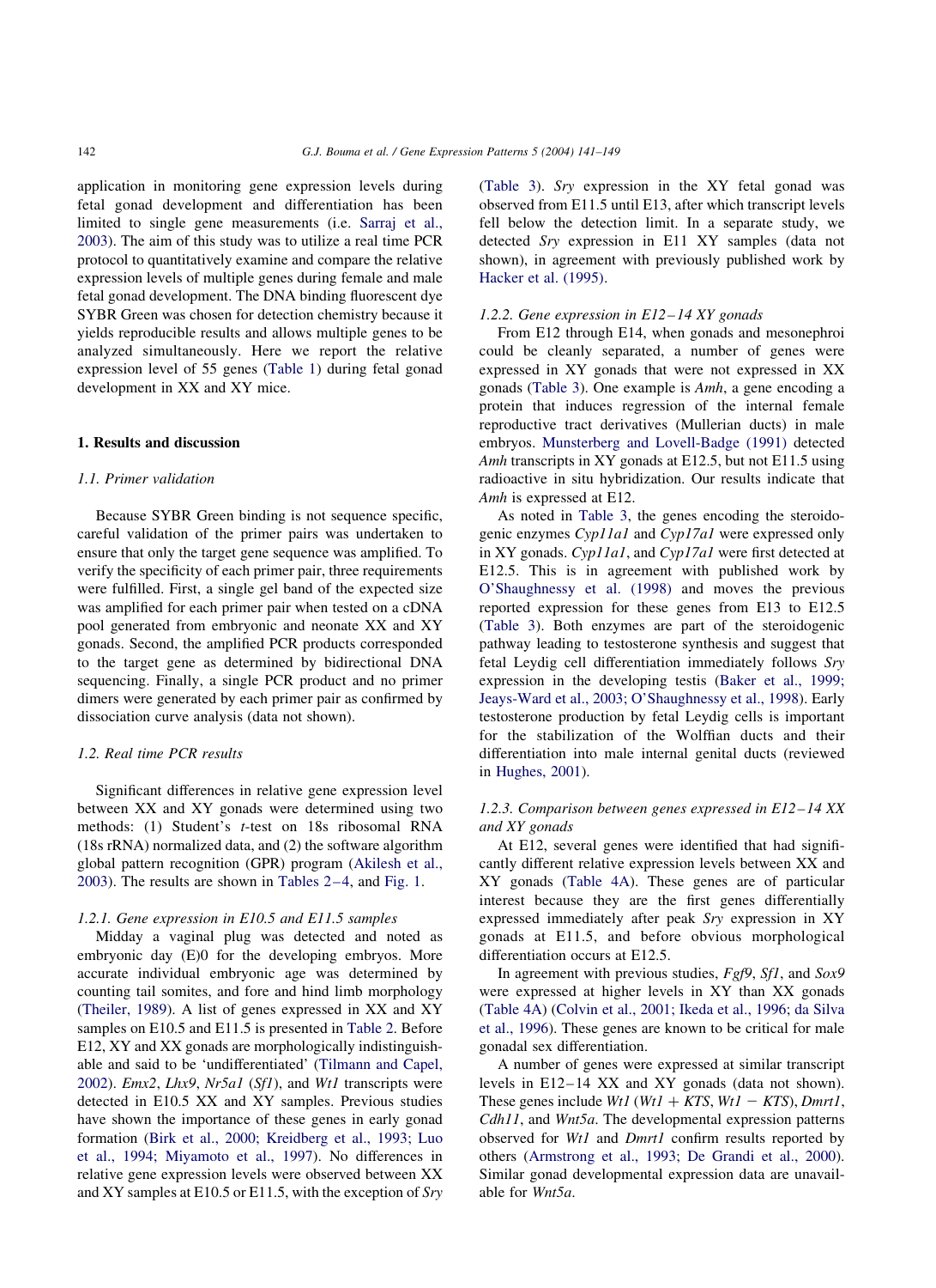application in monitoring gene expression levels during fetal gonad development and differentiation has been limited to single gene measurements (i.e. Sarraj et al., 2003). The aim of this study was to utilize a real time PCR protocol to quantitatively examine and compare the relative expression levels of multiple genes during female and male fetal gonad development. The DNA binding fluorescent dye SYBR Green was chosen for detection chemistry because it yields reproducible results and allows multiple genes to be analyzed simultaneously. Here we report the relative expression level of 55 genes (Table 1) during fetal gonad development in XX and XY mice.

# 1. Results and discussion

## 1.1. Primer validation

Because SYBR Green binding is not sequence specific, careful validation of the primer pairs was undertaken to ensure that only the target gene sequence was amplified. To verify the specificity of each primer pair, three requirements were fulfilled. First, a single gel band of the expected size was amplified for each primer pair when tested on a cDNA pool generated from embryonic and neonate XX and XY gonads. Second, the amplified PCR products corresponded to the target gene as determined by bidirectional DNA sequencing. Finally, a single PCR product and no primer dimers were generated by each primer pair as confirmed by dissociation curve analysis (data not shown).

## 1.2. Real time PCR results

Significant differences in relative gene expression level between XX and XY gonads were determined using two methods: (1) Student's *t*-test on 18s ribosomal RNA (18s rRNA) normalized data, and (2) the software algorithm global pattern recognition (GPR) program (Akilesh et al., 2003). The results are shown in Tables 2–4, and Fig. 1.

### 1.2.1. Gene expression in E10.5 and E11.5 samples

Midday a vaginal plug was detected and noted as embryonic day (E)0 for the developing embryos. More accurate individual embryonic age was determined by counting tail somites, and fore and hind limb morphology (Theiler, 1989). A list of genes expressed in XX and XY samples on E10.5 and E11.5 is presented in Table 2. Before E12, XY and XX gonads are morphologically indistinguishable and said to be 'undifferentiated' (Tilmann and Capel, 2002). *Emx2*, *Lhx9*, *Nr5a1* (*Sf1*), and *Wt1* transcripts were detected in E10.5 XX and XY samples. Previous studies have shown the importance of these genes in early gonad formation (Birk et al., 2000; Kreidberg et al., 1993; Luo et al., 1994; Miyamoto et al., 1997). No differences in relative gene expression levels were observed between XX and XY samples at E10.5 or E11.5, with the exception of *Sry* (Table 3). *Sry* expression in the XY fetal gonad was observed from E11.5 until E13, after which transcript levels fell below the detection limit. In a separate study, we detected *Sry* expression in E11 XY samples (data not shown), in agreement with previously published work by Hacker et al. (1995).

### 1.2.2. Gene expression in E12–14 XY gonads

From E12 through E14, when gonads and mesonephroi could be cleanly separated, a number of genes were expressed in XY gonads that were not expressed in XX gonads (Table 3). One example is *Amh*, a gene encoding a protein that induces regression of the internal female reproductive tract derivatives (Mullerian ducts) in male embryos. Munsterberg and Lovell-Badge (1991) detected *Amh* transcripts in XY gonads at E12.5, but not E11.5 using radioactive in situ hybridization. Our results indicate that *Amh* is expressed at E12.

As noted in Table 3, the genes encoding the steroidogenic enzymes *Cyp11a1* and *Cyp17a1* were expressed only in XY gonads. *Cyp11a1*, and *Cyp17a1* were first detected at E12.5. This is in agreement with published work by O'Shaughnessy et al. (1998) and moves the previous reported expression for these genes from E13 to E12.5 (Table 3). Both enzymes are part of the steroidogenic pathway leading to testosterone synthesis and suggest that fetal Leydig cell differentiation immediately follows *Sry* expression in the developing testis (Baker et al., 1999; Jeays-Ward et al., 2003; O'Shaughnessy et al., 1998). Early testosterone production by fetal Leydig cells is important for the stabilization of the Wolffian ducts and their differentiation into male internal genital ducts (reviewed in Hughes, 2001).

### 1.2.3. Comparison between genes expressed in E12–14 XX and XY gonads

At E12, several genes were identified that had significantly different relative expression levels between XX and XY gonads (Table 4A). These genes are of particular interest because they are the first genes differentially expressed immediately after peak *Sry* expression in XY gonads at E11.5, and before obvious morphological differentiation occurs at E12.5.

In agreement with previous studies, *Fgf9*, *Sf1*, and *Sox9* were expressed at higher levels in XY than XX gonads (Table 4A) (Colvin et al., 2001; Ikeda et al., 1996; da Silva et al., 1996). These genes are known to be critical for male gonadal sex differentiation.

A number of genes were expressed at similar transcript levels in E12–14 XX and XY gonads (data not shown). These genes include *Wt1* (*Wt1* + *KTS*, *Wt1* − *KTS*), *Dmrt1*, *Cdh11*, and *Wnt5a*. The developmental expression patterns observed for *Wt1* and *Dmrt1* confirm results reported by others (Armstrong et al., 1993; De Grandi et al., 2000). Similar gonad developmental expression data are unavailable for *Wnt5a*.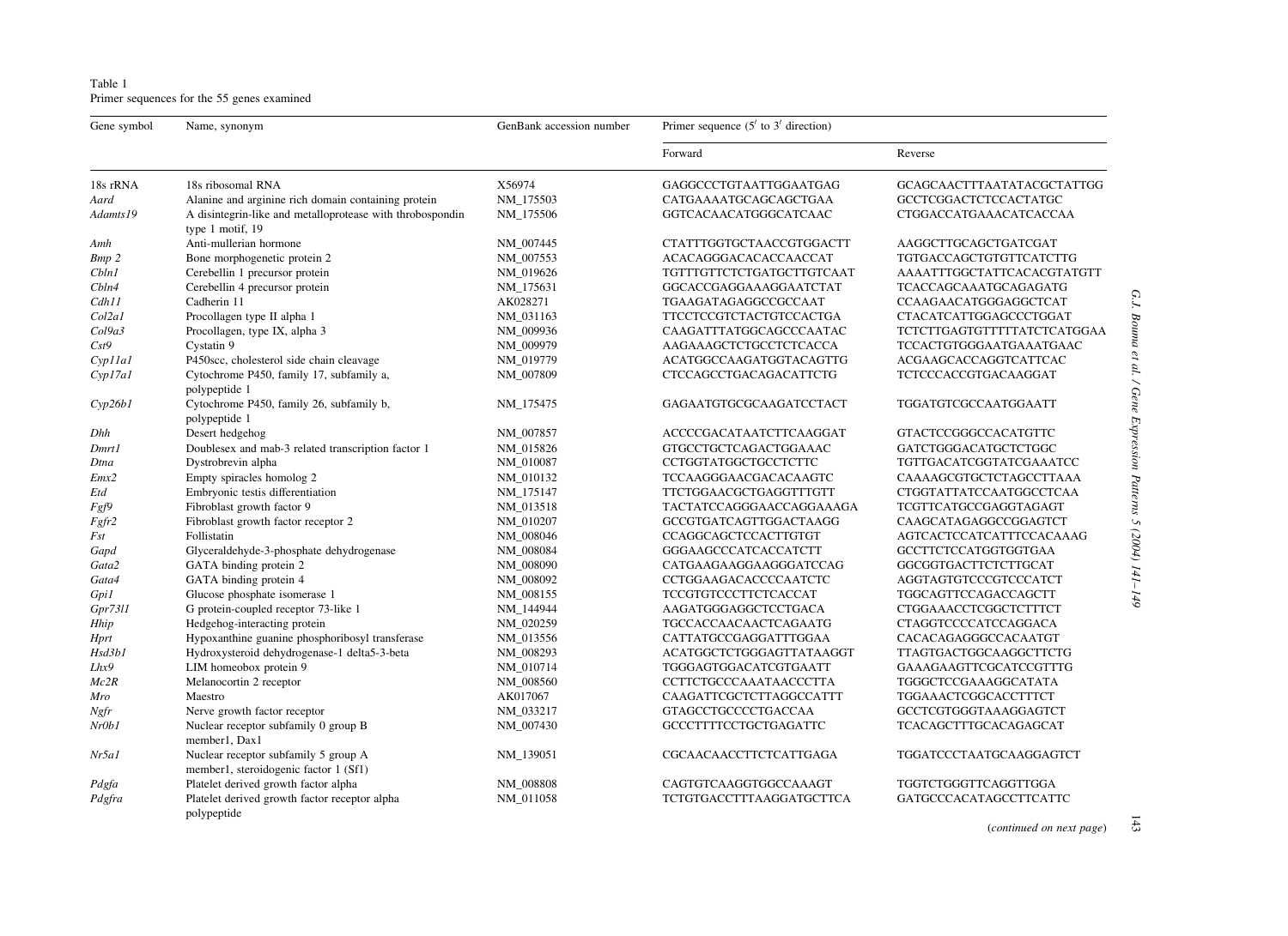Table 1
Primer sequences for the 55 genes examined

| Gene symbol | Name, synonym | GenBank accession number | Primer sequence (5′ to 3′ direction) | |
|---|---|---|---|---|
| | | | Forward | Reverse |
| 18s rRNA | 18s ribosomal RNA | X56974 | GAGGCCCTGTAATTGGAATGAG | GCAGCAACTTTAATATACGCTATTGG |
| *Aard* | Alanine and arginine rich domain containing protein | NM_175503 | CATGAAAATGCAGCAGCTGAA | GCCTCGGACTCTCCACTATGC |
| *Adamts19* | A disintegrin-like and metalloprotease with throbospondin type 1 motif, 19 | NM_175506 | GGTCACAACATGGGCATCAAC | CTGGACCATGAAACATCACCAA |
| *Amh* | Anti-mullerian hormone | NM_007445 | CTATTTGGTGCTAACCGTGGACTT | AAGGCTTGCAGCTGATCGAT |
| *Bmp 2* | Bone morphogenetic protein 2 | NM_007553 | ACACAGGGACACACCAACCAT | TGTGACCAGCTGTGTTCATCTTG |
| *Cbln1* | Cerebellin 1 precursor protein | NM_019626 | TGTTTGTTCTCTGATGCTTGTCAAT | AAAATTTGGCTATTCACACGTATGTT |
| *Cbln4* | Cerebellin 4 precursor protein | NM_175631 | GGCACCGAGGAAAGGAATCTAT | TCACCAGCAAATGCAGAGATG |
| *Cdh11* | Cadherin 11 | AK028271 | TGAAGATAGAGGCCGCCAAT | CCAAGAACATGGGAGGCTCAT |
| *Col2a1* | Procollagen type II alpha 1 | NM_031163 | TTCCTCCGTCTACTGTCCACTGA | CTACATCATTGGAGCCCTGGAT |
| *Col9a3* | Procollagen, type IX, alpha 3 | NM_009936 | CAAGATTTATGGCAGCCCAATAC | TCTCTTGAGTGTTTTTATCTCATGGAA |
| *Cst9* | Cystatin 9 | NM_009979 | AAGAAAGCTCTGCCTCTCACCA | TCCACTGTGGGAATGAAATGAAC |
| *Cyp11a1* | P450scc, cholesterol side chain cleavage | NM_019779 | ACATGGCCAAGATGGTACAGTTG | ACGAAGCACCAGGTCATTCAC |
| *Cyp17a1* | Cytochrome P450, family 17, subfamily a, polypeptide 1 | NM_007809 | CTCCAGCCTGACAGACATTCTG | TCTCCCACCGTGACAAGGAT |
| *Cyp26b1* | Cytochrome P450, family 26, subfamily b, polypeptide 1 | NM_175475 | GAGAATGTGCGCAAGATCCTACT | TGGATGTCGCCAATGGAATT |
| *Dhh* | Desert hedgehog | NM_007857 | ACCCCGACATAATCTTCAAGGAT | GTACTCCGGGCCACATGTTC |
| *Dmrt1* | Doublesex and mab-3 related transcription factor 1 | NM_015826 | GTGCCTGCTCAGACTGGAAAC | GATCTGGGACATGCTCTGGC |
| *Dtna* | Dystrobrevin alpha | NM_010087 | CCTGGTATGGCTGCCTCTTC | TGTTGACATCGGTATCGAAATCC |
| *Emx2* | Empty spiracles homolog 2 | NM_010132 | TCCAAGGGAACGACACAAGTC | CAAAAGCGTGCTCTAGCCTTAAA |
| *Etd* | Embryonic testis differentiation | NM_175147 | TTCTGGAACGCTGAGGTTTGTT | CTGGTATTATCCAATGGCCTCAA |
| *Fgf9* | Fibroblast growth factor 9 | NM_013518 | TACTATCCAGGGAACCAGGAAAGA | TCGTTCATGCCGAGGTAGAGT |
| *Fgfr2* | Fibroblast growth factor receptor 2 | NM_010207 | GCCGTGATCAGTTGGACTAAGG | CAAGCATAGAGGCCGGAGTCT |
| *Fst* | Follistatin | NM_008046 | CCAGGCAGCTCCACTTGTGT | AGTCACTCCATCATTTCCACAAAG |
| *Gapd* | Glyceraldehyde-3-phosphate dehydrogenase | NM_008084 | GGGAAGCCCATCACCATCTT | GCCTTCTCCATGGTGGTGAA |
| *Gata2* | GATA binding protein 2 | NM_008090 | CATGAAGAAGGAAGGGATCCAG | GGCGGTGACTTCTCTTGCAT |
| *Gata4* | GATA binding protein 4 | NM_008092 | CCTGGAAGACACCCCAATCTC | AGGTAGTGTCCCGTCCCATCT |
| *Gpi1* | Glucose phosphate isomerase 1 | NM_008155 | TCCGTGTCCCTTCTCACCAT | TGGCAGTTCCAGACCAGCTT |
| *Gpr73l1* | G protein-coupled receptor 73-like 1 | NM_144944 | AAGATGGGAGGCTCCTGACA | CTGGAAACCTCGGCTCTTTCT |
| *Hhip* | Hedgehog-interacting protein | NM_020259 | TGCCACCAACAACTCAGAATG | CTAGGTCCCCATCCAGGACA |
| *Hprt* | Hypoxanthine guanine phosphoribosyl transferase | NM_013556 | CATTATGCCGAGGATTTGGAA | CACACAGAGGGCCACAATGT |
| *Hsd3b1* | Hydroxysteroid dehydrogenase-1 delta5-3-beta | NM_008293 | ACATGGCTCTGGGAGTTATAAGGT | TTAGTGACTGGCAAGGCTTCTG |
| *Lhx9* | LIM homeobox protein 9 | NM_010714 | TGGGAGTGGACATCGTGAATT | GAAAGAAGTTCGCATCCGTTTG |
| *Mc2R* | Melanocortin 2 receptor | NM_008560 | CCTTCTGCCCAAATAACCCTTA | TGGGCTCCGAAAGGCATATA |
| *Mro* | Maestro | AK017067 | CAAGATTCGCTCTTAGGCCATTT | TGGAAACTCGGCACCTTTCT |
| *Ngfr* | Nerve growth factor receptor | NM_033217 | GTAGCCTGCCCCTGACCAA | GCCTCGTGGGTAAAGGAGTCT |
| *Nr0b1* | Nuclear receptor subfamily 0 group B member1, Dax1 | NM_007430 | GCCCTTTTCCTGCTGAGATTC | TCACAGCTTTGCACAGAGCAT |
| *Nr5a1* | Nuclear receptor subfamily 5 group A member1, steroidogenic factor 1 (Sf1) | NM_139051 | CGCAACAACCTTCTCATTGAGA | TGGATCCCTAATGCAAGGAGTCT |
| *Pdgfa* | Platelet derived growth factor alpha | NM_008808 | CAGTGTCAAGGTGGCCAAAGT | TGGTCTGGGTTCAGGTTGGA |
| *Pdgfra* | Platelet derived growth factor receptor alpha polypeptide | NM_011058 | TCTGTGACCTTTAAGGATGCTTCA | GATGCCCACATAGCCTTCATTC |

(*continued on next page*)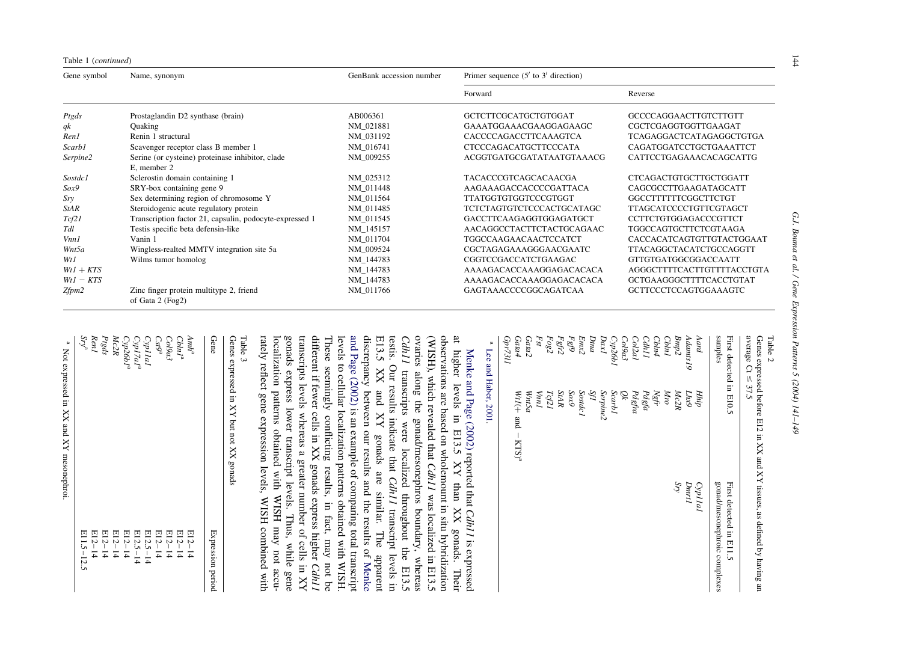Table 1 (*continued*)

| Gene symbol | Name, synonym | GenBank accession number | Primer sequence (5′ to 3′ direction) | |
|---|---|---|---|---|
| | | | Forward | Reverse |
| *Ptgds* | Prostaglandin D2 synthase (brain) | AB006361 | GCTCTTCGCATGCTGTGGAT | GCCCCAGGAACTTGTCTTGTT |
| *qk* | Quaking | NM_021881 | GAAATGGAAACGAAGGAGAAGC | CGCTCGAGGTGGTTGAAGAT |
| *Ren1* | Renin 1 structural | NM_031192 | CACCCCAGACCTTCAAAGTCA | TCAGAGGACTCATAGAGGCTGTGA |
| *Scarb1* | Scavenger receptor class B member 1 | NM_016741 | CTCCCAGACATGCTTCCCATA | CAGATGGATCCTGCTGAAATTCT |
| *Serpine2* | Serine (or cysteine) proteinase inhibitor, clade E, member 2 | NM_009255 | ACGGTGATGCGATATAATGTAAACG | CATTCCTGAGAAACACAGCATTG |
| *Sostdc1* | Sclerostin domain containing 1 | NM_025312 | TACACCCGTCAGCACAACGA | CTCAGACTGTGCTTGCTGGATT |
| *Sox9* | SRY-box containing gene 9 | NM_011448 | AAGAAAGACCACCCCGATTACA | CAGCGCCTTGAAGATAGCATT |
| *Sry* | Sex determining region of chromosome Y | NM_011564 | TTATGGTGTGGTCCCGTGGT | GGCCTTTTTTCGGCTTCTGT |
| *StAR* | Steroidogenic acute regulatory protein | NM_011485 | TCTCTAGTGTCTCCCACTGCATAGC | TTAGCATCCCCTGTTCGTAGCT |
| *Tcf21* | Transcription factor 21, capsulin, podocyte-expressed 1 | NM_011545 | GACCTTCAAGAGGTGGAGATGCT | CCTTCTGTGGAGACCCGTTCT |
| *Tdl* | Testis specific beta defensin-like | NM_145157 | AACAGGCCTACTTCTACTGCAGAAC | TGGCCAGTGCTTCTCGTAAGA |
| *Vnn1* | Vanin 1 | NM_011704 | TGGCCAAGAACAACTCCATCT | CACCACATCAGTGTTGTACTGGAAT |
| *Wnt5a* | Wingless-realted MMTV integration site 5a | NM_009524 | CGCTAGAGAAAGGGAACGAATC | TTACAGGCTACATCTGCCAGGTT |
| *Wt1* | Wilms tumor homolog | NM_144783 | CGGTCCGACCATCTGAAGAC | GTTGTGATGGCGGACCAATT |
| *Wt1 + KTS* | | NM_144783 | AAAAGACACCAAAGGAGACACACA | AGGGCTTTTCACTTGTTTTACCTGTA |
| *Wt1 − KTS* | | NM_144783 | AAAAGACACCAAAGGAGACACACA | GCTGAAGGGCTTTTCACCTGTAT |
| *Zfpm2* | Zinc finger protein multitype 2, friend of Gata 2 (Fog2) | NM_011766 | GAGTAAACCCCGGCAGATCAA | GCTTCCCTCCAGTGGAAAGTC |

Table 2
Genes expressed before E12 in XX and XY tissues, as defined by having an average Ct ≤ 37.5

| First detected in E10.5 samples | | First detected in E11.5 gonad/mesonephric complexes |
|---|---|---|
| *Aard* | *Hhip* | *Cyp11a1* |
| *Adamts19* | *Lhx9* | *Dmrt1* |
| *Bmp2* | *Mc2R* | *Sry* |
| *Cbln1* | *Mro* | |
| *Cbln4* | *Ngfr* | |
| *Cdh11* | *Pdgfa* | |
| *Col2a1* | *Pdgfra* | |
| *Col9a3* | *Qk* | |
| *Cyp26b1* | *Scarb1* | |
| *Dax1* | *Serpine2* | |
| *Dmn* | *Sf1* | |
| *Emx2* | *Sostdc1* | |
| *Fgf9* | *Sox9* | |
| *Fgfr2* | *StAR* | |
| *Fog2* | *Tcf21* | |
| *Fst* | *Vnn1* | |
| *Gata2* | *Wnt5a* | |
| *Gata4* | *Wt1*(+ and − KTS)[a] | |
| *Gpr73l* | | |

[a] Lee and Haber, 2001.

Menke and Page (2002) reported that *Cdh11* is expressed at higher levels in E13.5 XY than XX gonads. Their observations are based on wholemount in situ hybridization (WISH), which revealed that *Cdh11* was localized in E13.5 ovaries along the gonad/mesonephros boundary, whereas *Cdh11* transcripts were localized throughout the E13.5 testis. Our results indicate that *Cdh11* transcript levels in E13.5 XX and XY gonads are similar. The apparent discrepancy between our results and the results of Menke and Page (2002) is an example of comparing total transcript levels to cellular localization patterns obtained with WISH. These seemingly conflicting results, in fact, may not be different if fewer cells in XX gonads express higher *Cdh11* transcripts levels whereas a greater number of cells in XY gonads express lower transcript levels. Thus, while gene localization patterns obtained with WISH may not accurately reflect gene expression levels, WISH combined with

Table 3
Genes expressed in XY but not XX gonads

| Gene | Expression period |
|---|---|
| *Amh*[a] | E12–14 |
| *Cbln1*[a] | E12–14 |
| *Col9a3* | E12–14 |
| *Cst9*[a] | E12–14 |
| *Cyp11a1* | E12.5–14 |
| *Cyp17a1*[a] | E12.5–14 |
| *Cyp26b1*[a] | E12–14 |
| *Mc2R* | E12–14 |
| *Ptgds* | E12–14 |
| *Ren1* | E12–14 |
| *Sry*[a] | E11.5–12.5 |

[a] Not expressed in XX and XY mesonephroi.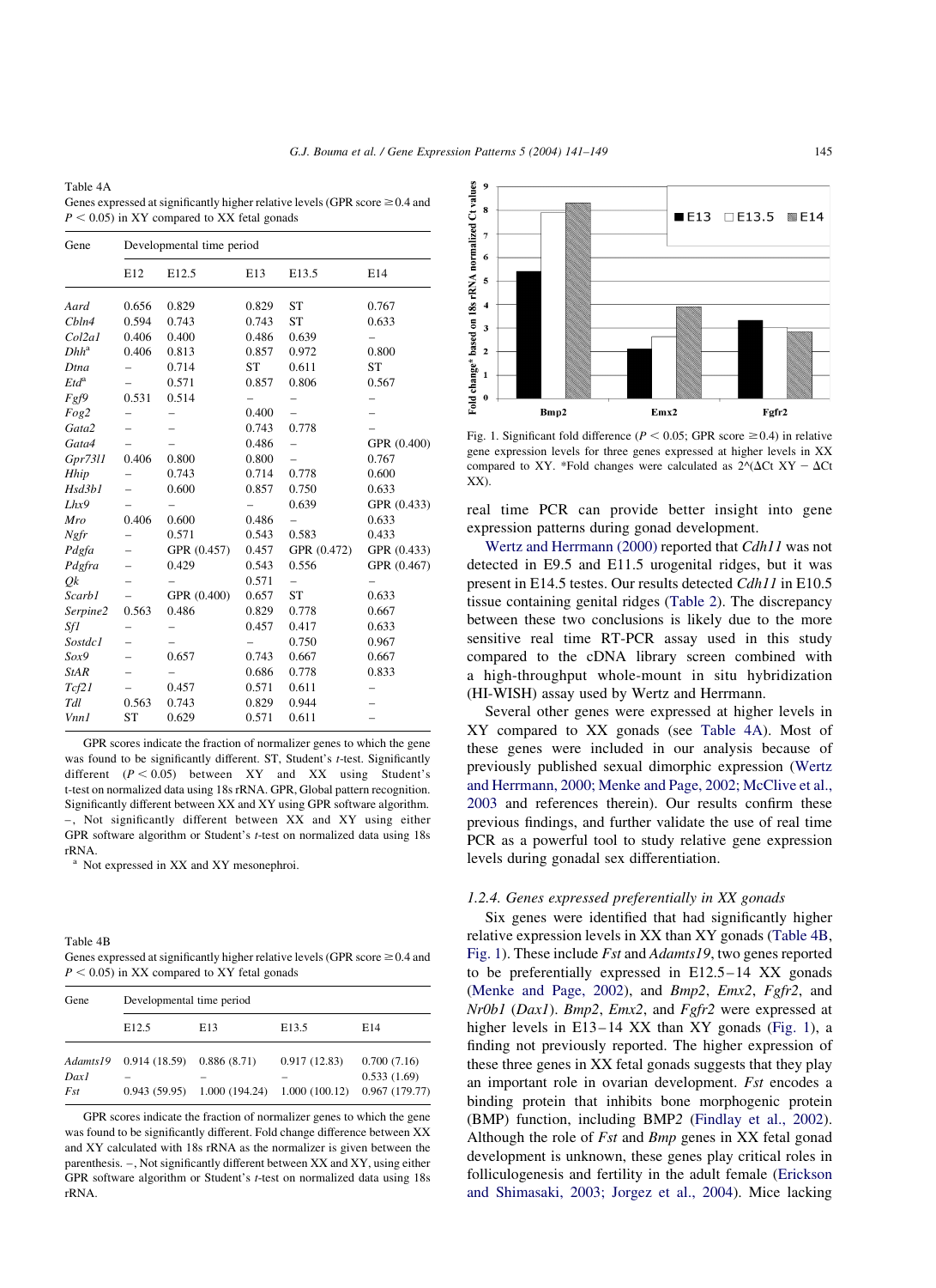Table 4A
Genes expressed at significantly higher relative levels (GPR score ≥0.4 and $P < 0.05$) in XY compared to XX fetal gonads

| Gene | Developmental time period | | | | |
|---|---|---|---|---|---|
| | E12 | E12.5 | E13 | E13.5 | E14 |
| *Aard* | 0.656 | 0.829 | 0.829 | ST | 0.767 |
| *Cbln4* | 0.594 | 0.743 | 0.743 | ST | 0.633 |
| *Col2a1* | 0.406 | 0.400 | 0.486 | 0.639 | – |
| *Dhh*[a] | 0.406 | 0.813 | 0.857 | 0.972 | 0.800 |
| *Dtna* | – | 0.714 | ST | 0.611 | ST |
| *Etd*[a] | – | 0.571 | 0.857 | 0.806 | 0.567 |
| *Fgf9* | 0.531 | 0.514 | – | – | – |
| *Fog2* | – | – | 0.400 | – | – |
| *Gata2* | – | – | 0.743 | 0.778 | – |
| *Gata4* | – | – | 0.486 | – | GPR (0.400) |
| *Gpr73l1* | 0.406 | 0.800 | 0.800 | – | 0.767 |
| *Hhip* | – | 0.743 | 0.714 | 0.778 | 0.600 |
| *Hsd3b1* | – | 0.600 | 0.857 | 0.750 | 0.633 |
| *Lhx9* | – | – | – | 0.639 | GPR (0.433) |
| *Mro* | 0.406 | 0.600 | 0.486 | – | 0.633 |
| *Ngfr* | – | 0.571 | 0.543 | 0.583 | 0.433 |
| *Pdgfa* | – | GPR (0.457) | 0.457 | GPR (0.472) | GPR (0.433) |
| *Pdgfra* | – | 0.429 | 0.543 | 0.556 | GPR (0.467) |
| *Qk* | – | – | 0.571 | – | – |
| *Scarb1* | – | GPR (0.400) | 0.657 | ST | 0.633 |
| *Serpine2* | 0.563 | 0.486 | 0.829 | 0.778 | 0.667 |
| *Sf1* | – | – | 0.457 | 0.417 | 0.633 |
| *Sostdc1* | – | – | – | 0.750 | 0.967 |
| *Sox9* | – | 0.657 | 0.743 | 0.667 | 0.667 |
| *StAR* | – | – | 0.686 | 0.778 | 0.833 |
| *Tcf21* | – | 0.457 | 0.571 | 0.611 | – |
| *Tdl* | 0.563 | 0.743 | 0.829 | 0.944 | – |
| *Vnn1* | ST | 0.629 | 0.571 | 0.611 | – |

GPR scores indicate the fraction of normalizer genes to which the gene was found to be significantly different. ST, Student's *t*-test. Significantly different ($P < 0.05$) between XY and XX using Student's *t*-test on normalized data using 18s rRNA. GPR, Global pattern recognition. Significantly different between XX and XY using GPR software algorithm. –, Not significantly different between XX and XY using either GPR software algorithm or Student's *t*-test on normalized data using 18s rRNA.

[a] Not expressed in XX and XY mesonephroi.

Table 4B
Genes expressed at significantly higher relative levels (GPR score ≥0.4 and $P < 0.05$) in XX compared to XY fetal gonads

| Gene | Developmental time period | | | |
|---|---|---|---|---|
| | E12.5 | E13 | E13.5 | E14 |
| *Adamts19* | 0.914 (18.59) | 0.886 (8.71) | 0.917 (12.83) | 0.700 (7.16) |
| *Dax1* | – | – | – | 0.533 (1.69) |
| *Fst* | 0.943 (59.95) | 1.000 (194.24) | 1.000 (100.12) | 0.967 (179.77) |

GPR scores indicate the fraction of normalizer genes to which the gene was found to be significantly different. Fold change difference between XX and XY calculated with 18s rRNA as the normalizer is given between the parenthesis. –, Not significantly different between XX and XY, using either GPR software algorithm or Student's *t*-test on normalized data using 18s rRNA.

| Gene | E13 | E13.5 | E14 |
|---|---|---|---|
| Bmp2 | ~5.4 | ~7.9 | ~8.3 |
| Emx2 | ~2.1 | ~2.6 | ~3.9 |
| Fgfr2 | ~3.3 | – | ~2.9 |

Fig. 1. Significant fold difference ($P < 0.05$; GPR score ≥0.4) in relative gene expression levels for three genes expressed at higher levels in XX compared to XY. *Fold changes were calculated as 2^(ΔCt XY − ΔCt XX).

real time PCR can provide better insight into gene expression patterns during gonad development.

Wertz and Herrmann (2000) reported that *Cdh11* was not detected in E9.5 and E11.5 urogenital ridges, but it was present in E14.5 testes. Our results detected *Cdh11* in E10.5 tissue containing genital ridges (Table 2). The discrepancy between these two conclusions is likely due to the more sensitive real time RT-PCR assay used in this study compared to the cDNA library screen combined with a high-throughput whole-mount in situ hybridization (HI-WISH) assay used by Wertz and Herrmann.

Several other genes were expressed at higher levels in XY compared to XX gonads (see Table 4A). Most of these genes were included in our analysis because of previously published sexual dimorphic expression (Wertz and Herrmann, 2000; Menke and Page, 2002; McClive et al., 2003 and references therein). Our results confirm these previous findings, and further validate the use of real time PCR as a powerful tool to study relative gene expression levels during gonadal sex differentiation.

### 1.2.4. Genes expressed preferentially in XX gonads

Six genes were identified that had significantly higher relative expression levels in XX than XY gonads (Table 4B, Fig. 1). These include *Fst* and *Adamts19*, two genes reported to be preferentially expressed in E12.5–14 XX gonads (Menke and Page, 2002), and *Bmp2*, *Emx2*, *Fgfr2*, and *Nr0b1* (*Dax1*). *Bmp2*, *Emx2*, and *Fgfr2* were expressed at higher levels in E13–14 XX than XY gonads (Fig. 1), a finding not previously reported. The higher expression of these three genes in XX fetal gonads suggests that they play an important role in ovarian development. *Fst* encodes a binding protein that inhibits bone morphogenic protein (BMP) function, including BMP2 (Findlay et al., 2002). Although the role of *Fst* and *Bmp* genes in XX fetal gonad development is unknown, these genes play critical roles in folliculogenesis and fertility in the adult female (Erickson and Shimasaki, 2003; Jorgez et al., 2004). Mice lacking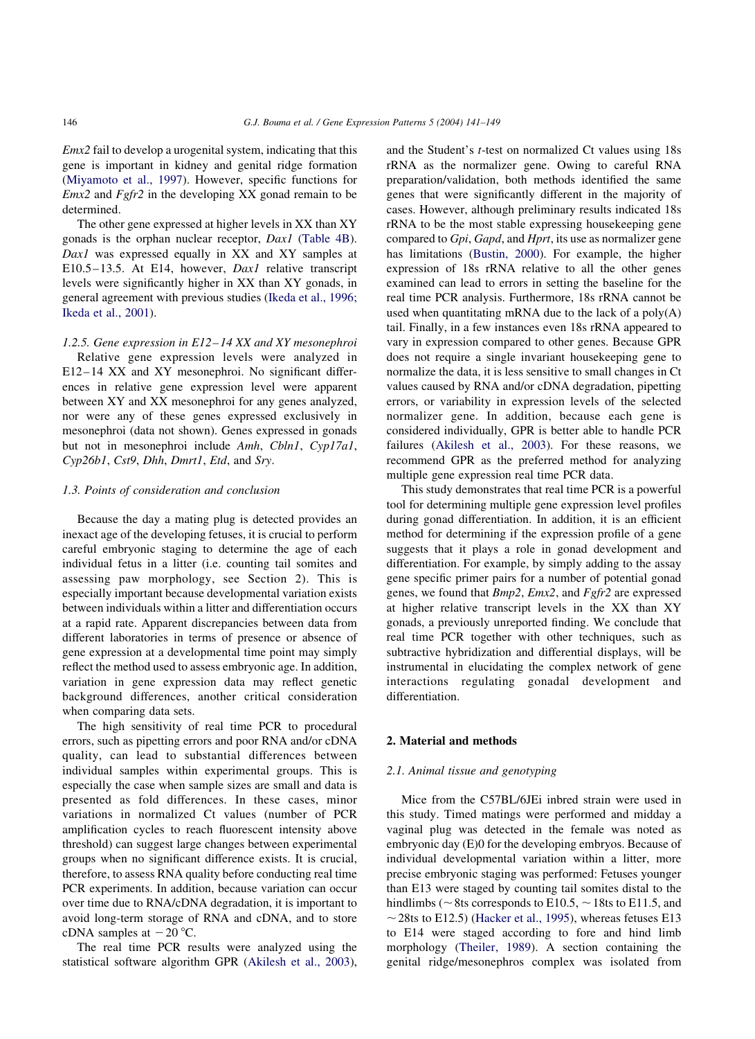*Emx2* fail to develop a urogenital system, indicating that this gene is important in kidney and genital ridge formation (Miyamoto et al., 1997). However, specific functions for *Emx2* and *Fgfr2* in the developing XX gonad remain to be determined.

The other gene expressed at higher levels in XX than XY gonads is the orphan nuclear receptor, *Dax1* (Table 4B). *Dax1* was expressed equally in XX and XY samples at E10.5–13.5. At E14, however, *Dax1* relative transcript levels were significantly higher in XX than XY gonads, in general agreement with previous studies (Ikeda et al., 1996; Ikeda et al., 2001).

#### 1.2.5. Gene expression in E12–14 XX and XY mesonephroi

Relative gene expression levels were analyzed in E12–14 XX and XY mesonephroi. No significant differences in relative gene expression level were apparent between XY and XX mesonephroi for any genes analyzed, nor were any of these genes expressed exclusively in mesonephroi (data not shown). Genes expressed in gonads but not in mesonephroi include *Amh*, *Cbln1*, *Cyp17a1*, *Cyp26b1*, *Cst9*, *Dhh*, *Dmrt1*, *Etd*, and *Sry*.

### 1.3. Points of consideration and conclusion

Because the day a mating plug is detected provides an inexact age of the developing fetuses, it is crucial to perform careful embryonic staging to determine the age of each individual fetus in a litter (i.e. counting tail somites and assessing paw morphology, see Section 2). This is especially important because developmental variation exists between individuals within a litter and differentiation occurs at a rapid rate. Apparent discrepancies between data from different laboratories in terms of presence or absence of gene expression at a developmental time point may simply reflect the method used to assess embryonic age. In addition, variation in gene expression data may reflect genetic background differences, another critical consideration when comparing data sets.

The high sensitivity of real time PCR to procedural errors, such as pipetting errors and poor RNA and/or cDNA quality, can lead to substantial differences between individual samples within experimental groups. This is especially the case when sample sizes are small and data is presented as fold differences. In these cases, minor variations in normalized Ct values (number of PCR amplification cycles to reach fluorescent intensity above threshold) can suggest large changes between experimental groups when no significant difference exists. It is crucial, therefore, to assess RNA quality before conducting real time PCR experiments. In addition, because variation can occur over time due to RNA/cDNA degradation, it is important to avoid long-term storage of RNA and cDNA, and to store cDNA samples at −20 °C.

The real time PCR results were analyzed using the statistical software algorithm GPR (Akilesh et al., 2003), and the Student's *t*-test on normalized Ct values using 18s rRNA as the normalizer gene. Owing to careful RNA preparation/validation, both methods identified the same genes that were significantly different in the majority of cases. However, although preliminary results indicated 18s rRNA to be the most stable expressing housekeeping gene compared to *Gpi*, *Gapd*, and *Hprt*, its use as normalizer gene has limitations (Bustin, 2000). For example, the higher expression of 18s rRNA relative to all the other genes examined can lead to errors in setting the baseline for the real time PCR analysis. Furthermore, 18s rRNA cannot be used when quantitating mRNA due to the lack of a poly(A) tail. Finally, in a few instances even 18s rRNA appeared to vary in expression compared to other genes. Because GPR does not require a single invariant housekeeping gene to normalize the data, it is less sensitive to small changes in Ct values caused by RNA and/or cDNA degradation, pipetting errors, or variability in expression levels of the selected normalizer gene. In addition, because each gene is considered individually, GPR is better able to handle PCR failures (Akilesh et al., 2003). For these reasons, we recommend GPR as the preferred method for analyzing multiple gene expression real time PCR data.

This study demonstrates that real time PCR is a powerful tool for determining multiple gene expression level profiles during gonad differentiation. In addition, it is an efficient method for determining if the expression profile of a gene suggests that it plays a role in gonad development and differentiation. For example, by simply adding to the assay gene specific primer pairs for a number of potential gonad genes, we found that *Bmp2*, *Emx2*, and *Fgfr2* are expressed at higher relative transcript levels in the XX than XY gonads, a previously unreported finding. We conclude that real time PCR together with other techniques, such as subtractive hybridization and differential displays, will be instrumental in elucidating the complex network of gene interactions regulating gonadal development and differentiation.

## 2. Material and methods

### 2.1. Animal tissue and genotyping

Mice from the C57BL/6JEi inbred strain were used in this study. Timed matings were performed and midday a vaginal plug was detected in the female was noted as embryonic day (E)0 for the developing embryos. Because of individual developmental variation within a litter, more precise embryonic staging was performed: Fetuses younger than E13 were staged by counting tail somites distal to the hindlimbs (~8ts corresponds to E10.5, ~18ts to E11.5, and ~28ts to E12.5) (Hacker et al., 1995), whereas fetuses E13 to E14 were staged according to fore and hind limb morphology (Theiler, 1989). A section containing the genital ridge/mesonephros complex was isolated from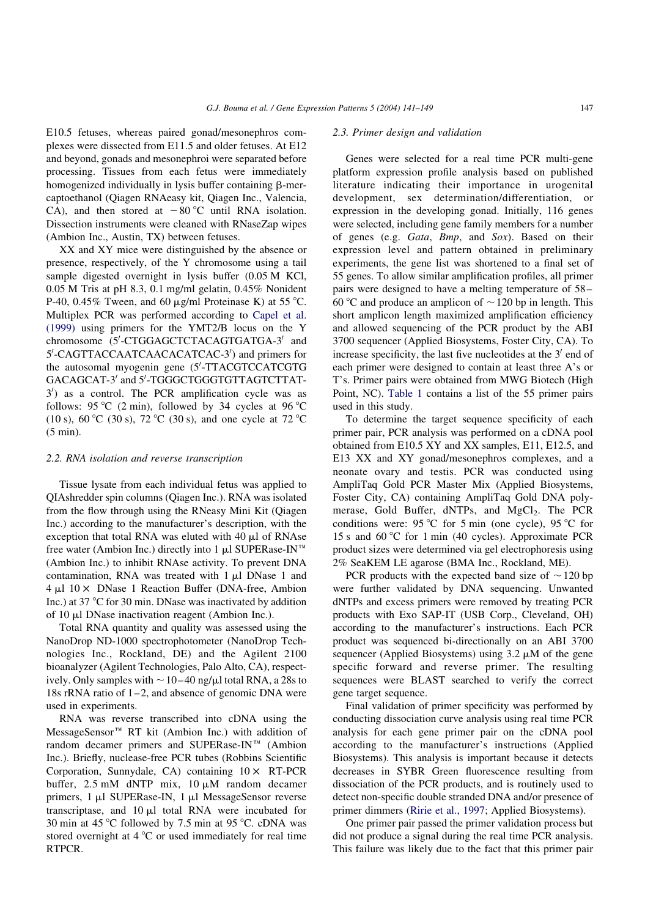E10.5 fetuses, whereas paired gonad/mesonephros complexes were dissected from E11.5 and older fetuses. At E12 and beyond, gonads and mesonephroi were separated before processing. Tissues from each fetus were immediately homogenized individually in lysis buffer containing β-mercaptoethanol (Qiagen RNAeasy kit, Qiagen Inc., Valencia, CA), and then stored at −80 °C until RNA isolation. Dissection instruments were cleaned with RNaseZap wipes (Ambion Inc., Austin, TX) between fetuses.

XX and XY mice were distinguished by the absence or presence, respectively, of the Y chromosome using a tail sample digested overnight in lysis buffer (0.05 M KCl, 0.05 M Tris at pH 8.3, 0.1 mg/ml gelatin, 0.45% Nonident P-40, 0.45% Tween, and 60 μg/ml Proteinase K) at 55 °C. Multiplex PCR was performed according to Capel et al. (1999) using primers for the YMT2/B locus on the Y chromosome (5′-CTGGAGCTCTACAGTGATGA-3′ and 5′-CAGTTACCAATCAACACATCAC-3′) and primers for the autosomal myogenin gene (5′-TTACGTCCATCGTG GACAGCAT-3′ and 5′-TGGGCTGGGTGTTAGTCTTAT-3′) as a control. The PCR amplification cycle was as follows: 95 °C (2 min), followed by 34 cycles at 96 °C (10 s), 60 °C (30 s), 72 °C (30 s), and one cycle at 72 °C (5 min).

### 2.2. RNA isolation and reverse transcription

Tissue lysate from each individual fetus was applied to QIAshredder spin columns (Qiagen Inc.). RNA was isolated from the flow through using the RNeasy Mini Kit (Qiagen Inc.) according to the manufacturer's description, with the exception that total RNA was eluted with 40 μl of RNAse free water (Ambion Inc.) directly into 1 μl SUPERase-IN™ (Ambion Inc.) to inhibit RNAse activity. To prevent DNA contamination, RNA was treated with 1 μl DNase 1 and 4 μl 10× DNase 1 Reaction Buffer (DNA-free, Ambion Inc.) at 37 °C for 30 min. DNase was inactivated by addition of 10 μl DNase inactivation reagent (Ambion Inc.).

Total RNA quantity and quality was assessed using the NanoDrop ND-1000 spectrophotometer (NanoDrop Technologies Inc., Rockland, DE) and the Agilent 2100 bioanalyzer (Agilent Technologies, Palo Alto, CA), respectively. Only samples with ~10–40 ng/μl total RNA, a 28s to 18s rRNA ratio of 1–2, and absence of genomic DNA were used in experiments.

RNA was reverse transcribed into cDNA using the MessageSensor™ RT kit (Ambion Inc.) with addition of random decamer primers and SUPERase-IN™ (Ambion Inc.). Briefly, nuclease-free PCR tubes (Robbins Scientific Corporation, Sunnydale, CA) containing 10× RT-PCR buffer, 2.5 mM dNTP mix, 10 μM random decamer primers, 1 μl SUPERase-IN, 1 μl MessageSensor reverse transcriptase, and 10 μl total RNA were incubated for 30 min at 45 °C followed by 7.5 min at 95 °C. cDNA was stored overnight at 4 °C or used immediately for real time RTPCR.

### 2.3. Primer design and validation

Genes were selected for a real time PCR multi-gene platform expression profile analysis based on published literature indicating their importance in urogenital development, sex determination/differentiation, or expression in the developing gonad. Initially, 116 genes were selected, including gene family members for a number of genes (e.g. *Gata*, *Bmp*, and *Sox*). Based on their expression level and pattern obtained in preliminary experiments, the gene list was shortened to a final set of 55 genes. To allow similar amplification profiles, all primer pairs were designed to have a melting temperature of 58–60 °C and produce an amplicon of ~120 bp in length. This short amplicon length maximized amplification efficiency and allowed sequencing of the PCR product by the ABI 3700 sequencer (Applied Biosystems, Foster City, CA). To increase specificity, the last five nucleotides at the 3′ end of each primer were designed to contain at least three A's or T's. Primer pairs were obtained from MWG Biotech (High Point, NC). Table 1 contains a list of the 55 primer pairs used in this study.

To determine the target sequence specificity of each primer pair, PCR analysis was performed on a cDNA pool obtained from E10.5 XY and XX samples, E11, E12.5, and E13 XX and XY gonad/mesonephros complexes, and a neonate ovary and testis. PCR was conducted using AmpliTaq Gold PCR Master Mix (Applied Biosystems, Foster City, CA) containing AmpliTaq Gold DNA polymerase, Gold Buffer, dNTPs, and $MgCl_2$. The PCR conditions were: 95 °C for 5 min (one cycle), 95 °C for 15 s and 60 °C for 1 min (40 cycles). Approximate PCR product sizes were determined via gel electrophoresis using 2% SeaKEM LE agarose (BMA Inc., Rockland, ME).

PCR products with the expected band size of ~120 bp were further validated by DNA sequencing. Unwanted dNTPs and excess primers were removed by treating PCR products with Exo SAP-IT (USB Corp., Cleveland, OH) according to the manufacturer's instructions. Each PCR product was sequenced bi-directionally on an ABI 3700 sequencer (Applied Biosystems) using 3.2 μM of the gene specific forward and reverse primer. The resulting sequences were BLAST searched to verify the correct gene target sequence.

Final validation of primer specificity was performed by conducting dissociation curve analysis using real time PCR analysis for each gene primer pair on the cDNA pool according to the manufacturer's instructions (Applied Biosystems). This analysis is important because it detects decreases in SYBR Green fluorescence resulting from dissociation of the PCR products, and is routinely used to detect non-specific double stranded DNA and/or presence of primer dimmers (Ririe et al., 1997; Applied Biosystems).

One primer pair passed the primer validation process but did not produce a signal during the real time PCR analysis. This failure was likely due to the fact that this primer pair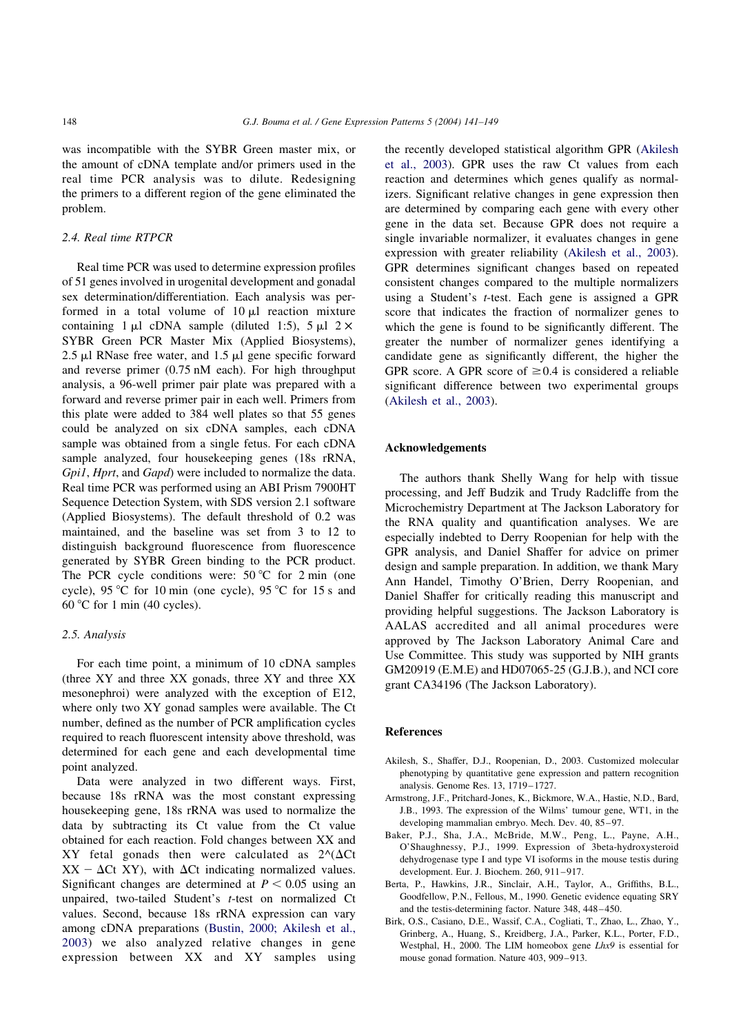was incompatible with the SYBR Green master mix, or the amount of cDNA template and/or primers used in the real time PCR analysis was to dilute. Redesigning the primers to a different region of the gene eliminated the problem.

### 2.4. Real time RTPCR

Real time PCR was used to determine expression profiles of 51 genes involved in urogenital development and gonadal sex determination/differentiation. Each analysis was performed in a total volume of 10 μl reaction mixture containing 1 μl cDNA sample (diluted 1:5), 5 μl 2× SYBR Green PCR Master Mix (Applied Biosystems), 2.5 μl RNase free water, and 1.5 μl gene specific forward and reverse primer (0.75 nM each). For high throughput analysis, a 96-well primer pair plate was prepared with a forward and reverse primer pair in each well. Primers from this plate were added to 384 well plates so that 55 genes could be analyzed on six cDNA samples, each cDNA sample was obtained from a single fetus. For each cDNA sample analyzed, four housekeeping genes (18s rRNA, *Gpi1*, *Hprt*, and *Gapd*) were included to normalize the data. Real time PCR was performed using an ABI Prism 7900HT Sequence Detection System, with SDS version 2.1 software (Applied Biosystems). The default threshold of 0.2 was maintained, and the baseline was set from 3 to 12 to distinguish background fluorescence from fluorescence generated by SYBR Green binding to the PCR product. The PCR cycle conditions were: 50 °C for 2 min (one cycle), 95 °C for 10 min (one cycle), 95 °C for 15 s and 60 °C for 1 min (40 cycles).

### 2.5. Analysis

For each time point, a minimum of 10 cDNA samples (three XY and three XX gonads, three XY and three XX mesonephroi) were analyzed with the exception of E12, where only two XY gonad samples were available. The Ct number, defined as the number of PCR amplification cycles required to reach fluorescent intensity above threshold, was determined for each gene and each developmental time point analyzed.

Data were analyzed in two different ways. First, because 18s rRNA was the most constant expressing housekeeping gene, 18s rRNA was used to normalize the data by subtracting its Ct value from the Ct value obtained for each reaction. Fold changes between XX and XY fetal gonads then were calculated as 2^(ΔCt XX − ΔCt XY), with ΔCt indicating normalized values. Significant changes are determined at $P < 0.05$ using an unpaired, two-tailed Student's *t*-test on normalized Ct values. Second, because 18s rRNA expression can vary among cDNA preparations (Bustin, 2000; Akilesh et al., 2003) we also analyzed relative changes in gene expression between XX and XY samples using the recently developed statistical algorithm GPR (Akilesh et al., 2003). GPR uses the raw Ct values from each reaction and determines which genes qualify as normalizers. Significant relative changes in gene expression then are determined by comparing each gene with every other gene in the data set. Because GPR does not require a single invariable normalizer, it evaluates changes in gene expression with greater reliability (Akilesh et al., 2003). GPR determines significant changes based on repeated consistent changes compared to the multiple normalizers using a Student's *t*-test. Each gene is assigned a GPR score that indicates the fraction of normalizer genes to which the gene is found to be significantly different. The greater the number of normalizer genes identifying a candidate gene as significantly different, the higher the GPR score. A GPR score of ≥0.4 is considered a reliable significant difference between two experimental groups (Akilesh et al., 2003).

## Acknowledgements

The authors thank Shelly Wang for help with tissue processing, and Jeff Budzik and Trudy Radcliffe from the Microchemistry Department at The Jackson Laboratory for the RNA quality and quantification analyses. We are especially indebted to Derry Roopenian for help with the GPR analysis, and Daniel Shaffer for advice on primer design and sample preparation. In addition, we thank Mary Ann Handel, Timothy O'Brien, Derry Roopenian, and Daniel Shaffer for critically reading this manuscript and providing helpful suggestions. The Jackson Laboratory is AALAS accredited and all animal procedures were approved by The Jackson Laboratory Animal Care and Use Committee. This study was supported by NIH grants GM20919 (E.M.E) and HD07065-25 (G.J.B.), and NCI core grant CA34196 (The Jackson Laboratory).

## References

Akilesh, S., Shaffer, D.J., Roopenian, D., 2003. Customized molecular phenotyping by quantitative gene expression and pattern recognition analysis. Genome Res. 13, 1719–1727.

Armstrong, J.F., Pritchard-Jones, K., Bickmore, W.A., Hastie, N.D., Bard, J.B., 1993. The expression of the Wilms' tumour gene, WT1, in the developing mammalian embryo. Mech. Dev. 40, 85–97.

Baker, P.J., Sha, J.A., McBride, M.W., Peng, L., Payne, A.H., O'Shaughnessy, P.J., 1999. Expression of 3beta-hydroxysteroid dehydrogenase type I and type VI isoforms in the mouse testis during development. Eur. J. Biochem. 260, 911–917.

Berta, P., Hawkins, J.R., Sinclair, A.H., Taylor, A., Griffiths, B.L., Goodfellow, P.N., Fellous, M., 1990. Genetic evidence equating SRY and the testis-determining factor. Nature 348, 448–450.

Birk, O.S., Casiano, D.E., Wassif, C.A., Cogliati, T., Zhao, L., Zhao, Y., Grinberg, A., Huang, S., Kreidberg, J.A., Parker, K.L., Porter, F.D., Westphal, H., 2000. The LIM homeobox gene *Lhx9* is essential for mouse gonad formation. Nature 403, 909–913.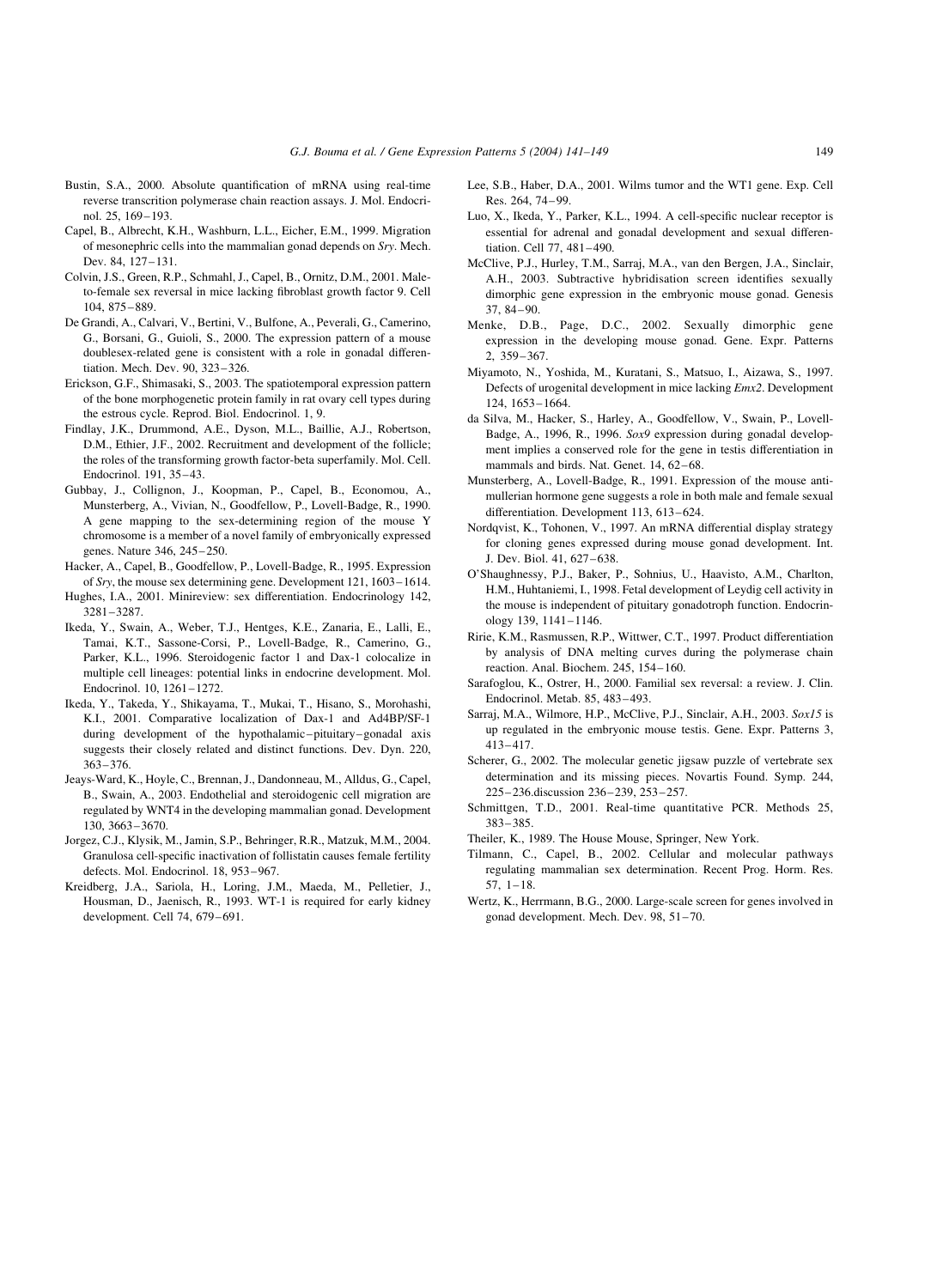Bustin, S.A., 2000. Absolute quantification of mRNA using real-time reverse transcrition polymerase chain reaction assays. J. Mol. Endocrinol. 25, 169–193.

Capel, B., Albrecht, K.H., Washburn, L.L., Eicher, E.M., 1999. Migration of mesonephric cells into the mammalian gonad depends on *Sry*. Mech. Dev. 84, 127–131.

Colvin, J.S., Green, R.P., Schmahl, J., Capel, B., Ornitz, D.M., 2001. Male-to-female sex reversal in mice lacking fibroblast growth factor 9. Cell 104, 875–889.

De Grandi, A., Calvari, V., Bertini, V., Bulfone, A., Peverali, G., Camerino, G., Borsani, G., Guioli, S., 2000. The expression pattern of a mouse doublesex-related gene is consistent with a role in gonadal differentiation. Mech. Dev. 90, 323–326.

Erickson, G.F., Shimasaki, S., 2003. The spatiotemporal expression pattern of the bone morphogenetic protein family in rat ovary cell types during the estrous cycle. Reprod. Biol. Endocrinol. 1, 9.

Findlay, J.K., Drummond, A.E., Dyson, M.L., Baillie, A.J., Robertson, D.M., Ethier, J.F., 2002. Recruitment and development of the follicle; the roles of the transforming growth factor-beta superfamily. Mol. Cell. Endocrinol. 191, 35–43.

Gubbay, J., Collignon, J., Koopman, P., Capel, B., Economou, A., Munsterberg, A., Vivian, N., Goodfellow, P., Lovell-Badge, R., 1990. A gene mapping to the sex-determining region of the mouse Y chromosome is a member of a novel family of embryonically expressed genes. Nature 346, 245–250.

Hacker, A., Capel, B., Goodfellow, P., Lovell-Badge, R., 1995. Expression of *Sry*, the mouse sex determining gene. Development 121, 1603–1614.

Hughes, I.A., 2001. Minireview: sex differentiation. Endocrinology 142, 3281–3287.

Ikeda, Y., Swain, A., Weber, T.J., Hentges, K.E., Zanaria, E., Lalli, E., Tamai, K.T., Sassone-Corsi, P., Lovell-Badge, R., Camerino, G., Parker, K.L., 1996. Steroidogenic factor 1 and Dax-1 colocalize in multiple cell lineages: potential links in endocrine development. Mol. Endocrinol. 10, 1261–1272.

Ikeda, Y., Takeda, Y., Shikayama, T., Mukai, T., Hisano, S., Morohashi, K.I., 2001. Comparative localization of Dax-1 and Ad4BP/SF-1 during development of the hypothalamic–pituitary–gonadal axis suggests their closely related and distinct functions. Dev. Dyn. 220, 363–376.

Jeays-Ward, K., Hoyle, C., Brennan, J., Dandonneau, M., Alldus, G., Capel, B., Swain, A., 2003. Endothelial and steroidogenic cell migration are regulated by WNT4 in the developing mammalian gonad. Development 130, 3663–3670.

Jorgez, C.J., Klysik, M., Jamin, S.P., Behringer, R.R., Matzuk, M.M., 2004. Granulosa cell-specific inactivation of follistatin causes female fertility defects. Mol. Endocrinol. 18, 953–967.

Kreidberg, J.A., Sariola, H., Loring, J.M., Maeda, M., Pelletier, J., Housman, D., Jaenisch, R., 1993. WT-1 is required for early kidney development. Cell 74, 679–691.

Lee, S.B., Haber, D.A., 2001. Wilms tumor and the WT1 gene. Exp. Cell Res. 264, 74–99.

Luo, X., Ikeda, Y., Parker, K.L., 1994. A cell-specific nuclear receptor is essential for adrenal and gonadal development and sexual differentiation. Cell 77, 481–490.

McClive, P.J., Hurley, T.M., Sarraj, M.A., van den Bergen, J.A., Sinclair, A.H., 2003. Subtractive hybridisation screen identifies sexually dimorphic gene expression in the embryonic mouse gonad. Genesis 37, 84–90.

Menke, D.B., Page, D.C., 2002. Sexually dimorphic gene expression in the developing mouse gonad. Gene. Expr. Patterns 2, 359–367.

Miyamoto, N., Yoshida, M., Kuratani, S., Matsuo, I., Aizawa, S., 1997. Defects of urogenital development in mice lacking *Emx2*. Development 124, 1653–1664.

da Silva, M., Hacker, S., Harley, A., Goodfellow, V., Swain, P., Lovell-Badge, A., 1996, R., 1996. *Sox9* expression during gonadal development implies a conserved role for the gene in testis differentiation in mammals and birds. Nat. Genet. 14, 62–68.

Munsterberg, A., Lovell-Badge, R., 1991. Expression of the mouse anti-mullerian hormone gene suggests a role in both male and female sexual differentiation. Development 113, 613–624.

Nordqvist, K., Tohonen, V., 1997. An mRNA differential display strategy for cloning genes expressed during mouse gonad development. Int. J. Dev. Biol. 41, 627–638.

O'Shaughnessy, P.J., Baker, P., Sohnius, U., Haavisto, A.M., Charlton, H.M., Huhtaniemi, I., 1998. Fetal development of Leydig cell activity in the mouse is independent of pituitary gonadotroph function. Endocrinology 139, 1141–1146.

Ririe, K.M., Rasmussen, R.P., Wittwer, C.T., 1997. Product differentiation by analysis of DNA melting curves during the polymerase chain reaction. Anal. Biochem. 245, 154–160.

Sarafoglou, K., Ostrer, H., 2000. Familial sex reversal: a review. J. Clin. Endocrinol. Metab. 85, 483–493.

Sarraj, M.A., Wilmore, H.P., McClive, P.J., Sinclair, A.H., 2003. *Sox15* is up regulated in the embryonic mouse testis. Gene. Expr. Patterns 3, 413–417.

Scherer, G., 2002. The molecular genetic jigsaw puzzle of vertebrate sex determination and its missing pieces. Novartis Found. Symp. 244, 225–236.discussion 236–239, 253–257.

Schmittgen, T.D., 2001. Real-time quantitative PCR. Methods 25, 383–385.

Theiler, K., 1989. The House Mouse, Springer, New York.

Tilmann, C., Capel, B., 2002. Cellular and molecular pathways regulating mammalian sex determination. Recent Prog. Horm. Res. 57, 1–18.

Wertz, K., Herrmann, B.G., 2000. Large-scale screen for genes involved in gonad development. Mech. Dev. 98, 51–70.